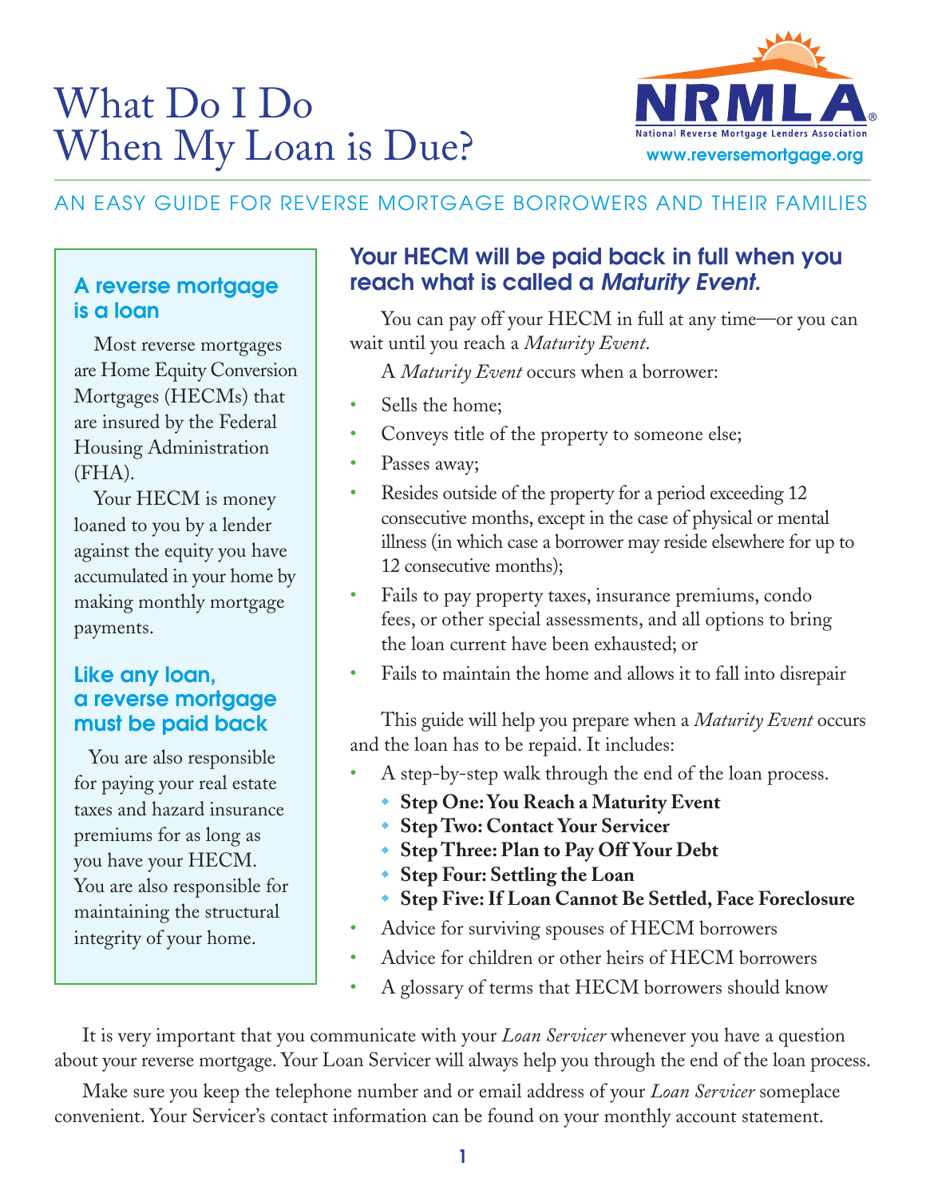# What Do I Do When My Loan is Due?

**NRMLA** National Reverse Mortgage Lenders Association
www.reversemortgage.org

AN EASY GUIDE FOR REVERSE MORTGAGE BORROWERS AND THEIR FAMILIES

### A reverse mortgage is a loan

Most reverse mortgages are Home Equity Conversion Mortgages (HECMs) that are insured by the Federal Housing Administration (FHA).

Your HECM is money loaned to you by a lender against the equity you have accumulated in your home by making monthly mortgage payments.

### Like any loan, a reverse mortgage must be paid back

You are also responsible for paying your real estate taxes and hazard insurance premiums for as long as you have your HECM. You are also responsible for maintaining the structural integrity of your home.

## Your HECM will be paid back in full when you reach what is called a *Maturity Event.*

You can pay off your HECM in full at any time—or you can wait until you reach a *Maturity Event*.

A *Maturity Event* occurs when a borrower:

- Sells the home;
- Conveys title of the property to someone else;
- Passes away;
- Resides outside of the property for a period exceeding 12 consecutive months, except in the case of physical or mental illness (in which case a borrower may reside elsewhere for up to 12 consecutive months);
- Fails to pay property taxes, insurance premiums, condo fees, or other special assessments, and all options to bring the loan current have been exhausted; or
- Fails to maintain the home and allows it to fall into disrepair

This guide will help you prepare when a *Maturity Event* occurs and the loan has to be repaid. It includes:

- A step-by-step walk through the end of the loan process.
  - **Step One: You Reach a Maturity Event**
  - **Step Two: Contact Your Servicer**
  - **Step Three: Plan to Pay Off Your Debt**
  - **Step Four: Settling the Loan**
  - **Step Five: If Loan Cannot Be Settled, Face Foreclosure**
- Advice for surviving spouses of HECM borrowers
- Advice for children or other heirs of HECM borrowers
- A glossary of terms that HECM borrowers should know

It is very important that you communicate with your *Loan Servicer* whenever you have a question about your reverse mortgage. Your Loan Servicer will always help you through the end of the loan process.

Make sure you keep the telephone number and or email address of your *Loan Servicer* someplace convenient. Your Servicer's contact information can be found on your monthly account statement.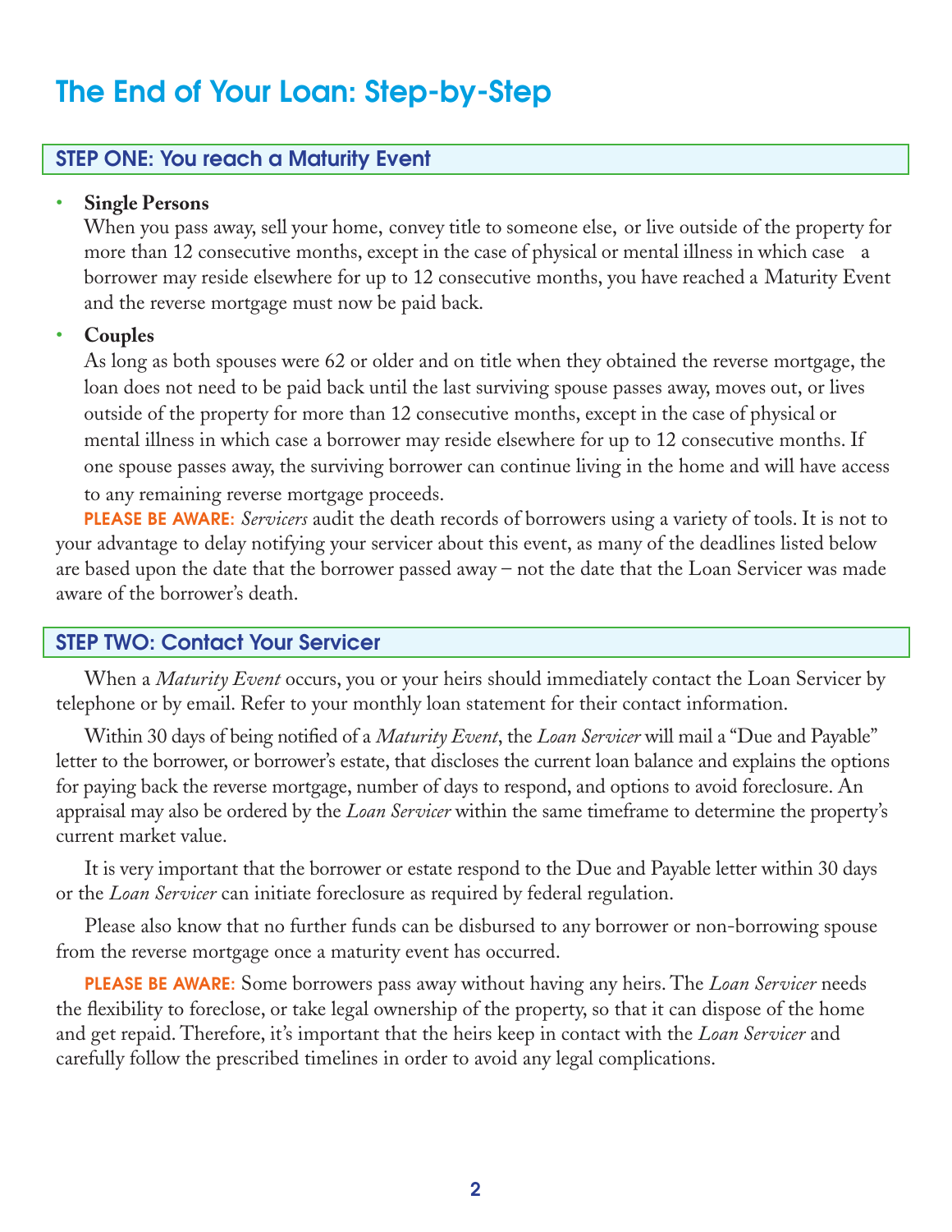# The End of Your Loan: Step-by-Step

## STEP ONE: You reach a Maturity Event

- **Single Persons**
  When you pass away, sell your home, convey title to someone else, or live outside of the property for more than 12 consecutive months, except in the case of physical or mental illness in which case a borrower may reside elsewhere for up to 12 consecutive months, you have reached a Maturity Event and the reverse mortgage must now be paid back.

- **Couples**
  As long as both spouses were 62 or older and on title when they obtained the reverse mortgage, the loan does not need to be paid back until the last surviving spouse passes away, moves out, or lives outside of the property for more than 12 consecutive months, except in the case of physical or mental illness in which case a borrower may reside elsewhere for up to 12 consecutive months. If one spouse passes away, the surviving borrower can continue living in the home and will have access to any remaining reverse mortgage proceeds.

**PLEASE BE AWARE:** *Servicers* audit the death records of borrowers using a variety of tools. It is not to your advantage to delay notifying your servicer about this event, as many of the deadlines listed below are based upon the date that the borrower passed away – not the date that the Loan Servicer was made aware of the borrower's death.

## STEP TWO: Contact Your Servicer

When a *Maturity Event* occurs, you or your heirs should immediately contact the Loan Servicer by telephone or by email. Refer to your monthly loan statement for their contact information.

Within 30 days of being notified of a *Maturity Event*, the *Loan Servicer* will mail a "Due and Payable" letter to the borrower, or borrower's estate, that discloses the current loan balance and explains the options for paying back the reverse mortgage, number of days to respond, and options to avoid foreclosure. An appraisal may also be ordered by the *Loan Servicer* within the same timeframe to determine the property's current market value.

It is very important that the borrower or estate respond to the Due and Payable letter within 30 days or the *Loan Servicer* can initiate foreclosure as required by federal regulation.

Please also know that no further funds can be disbursed to any borrower or non-borrowing spouse from the reverse mortgage once a maturity event has occurred.

**PLEASE BE AWARE:** Some borrowers pass away without having any heirs. The *Loan Servicer* needs the flexibility to foreclose, or take legal ownership of the property, so that it can dispose of the home and get repaid. Therefore, it's important that the heirs keep in contact with the *Loan Servicer* and carefully follow the prescribed timelines in order to avoid any legal complications.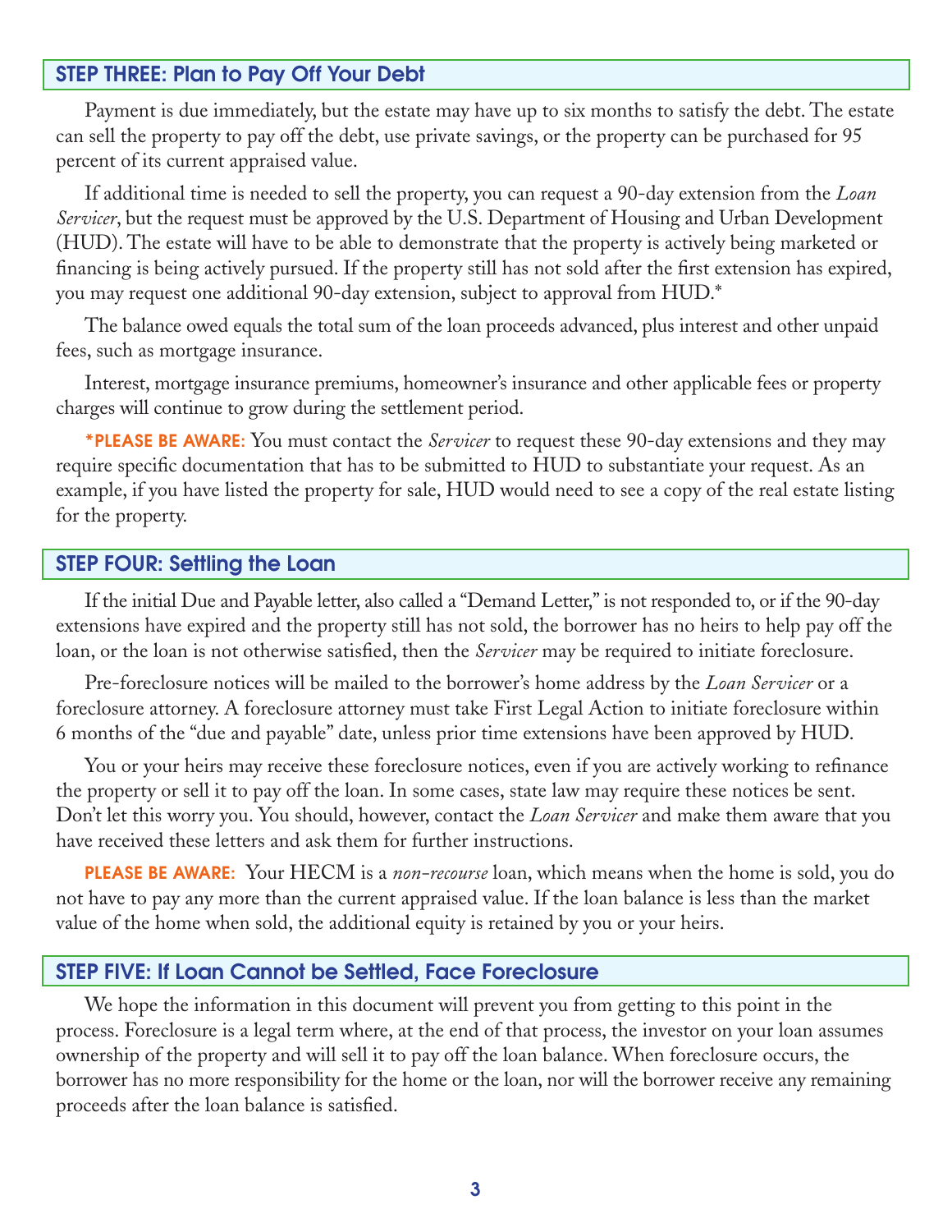## STEP THREE: Plan to Pay Off Your Debt

Payment is due immediately, but the estate may have up to six months to satisfy the debt. The estate can sell the property to pay off the debt, use private savings, or the property can be purchased for 95 percent of its current appraised value.

If additional time is needed to sell the property, you can request a 90-day extension from the *Loan Servicer*, but the request must be approved by the U.S. Department of Housing and Urban Development (HUD). The estate will have to be able to demonstrate that the property is actively being marketed or financing is being actively pursued. If the property still has not sold after the first extension has expired, you may request one additional 90-day extension, subject to approval from HUD.*

The balance owed equals the total sum of the loan proceeds advanced, plus interest and other unpaid fees, such as mortgage insurance.

Interest, mortgage insurance premiums, homeowner's insurance and other applicable fees or property charges will continue to grow during the settlement period.

**\*PLEASE BE AWARE:** You must contact the *Servicer* to request these 90-day extensions and they may require specific documentation that has to be submitted to HUD to substantiate your request. As an example, if you have listed the property for sale, HUD would need to see a copy of the real estate listing for the property.

## STEP FOUR: Settling the Loan

If the initial Due and Payable letter, also called a "Demand Letter," is not responded to, or if the 90-day extensions have expired and the property still has not sold, the borrower has no heirs to help pay off the loan, or the loan is not otherwise satisfied, then the *Servicer* may be required to initiate foreclosure.

Pre-foreclosure notices will be mailed to the borrower's home address by the *Loan Servicer* or a foreclosure attorney. A foreclosure attorney must take First Legal Action to initiate foreclosure within 6 months of the "due and payable" date, unless prior time extensions have been approved by HUD.

You or your heirs may receive these foreclosure notices, even if you are actively working to refinance the property or sell it to pay off the loan. In some cases, state law may require these notices be sent. Don't let this worry you. You should, however, contact the *Loan Servicer* and make them aware that you have received these letters and ask them for further instructions.

**PLEASE BE AWARE:** Your HECM is a *non-recourse* loan, which means when the home is sold, you do not have to pay any more than the current appraised value. If the loan balance is less than the market value of the home when sold, the additional equity is retained by you or your heirs.

## STEP FIVE: If Loan Cannot be Settled, Face Foreclosure

We hope the information in this document will prevent you from getting to this point in the process. Foreclosure is a legal term where, at the end of that process, the investor on your loan assumes ownership of the property and will sell it to pay off the loan balance. When foreclosure occurs, the borrower has no more responsibility for the home or the loan, nor will the borrower receive any remaining proceeds after the loan balance is satisfied.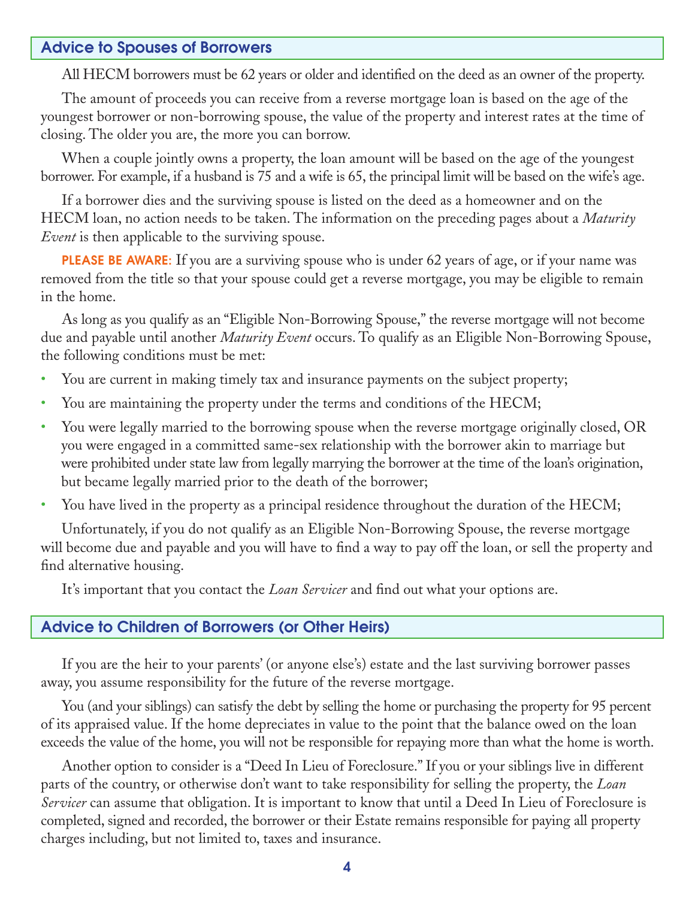## Advice to Spouses of Borrowers

All HECM borrowers must be 62 years or older and identified on the deed as an owner of the property.

The amount of proceeds you can receive from a reverse mortgage loan is based on the age of the youngest borrower or non-borrowing spouse, the value of the property and interest rates at the time of closing. The older you are, the more you can borrow.

When a couple jointly owns a property, the loan amount will be based on the age of the youngest borrower. For example, if a husband is 75 and a wife is 65, the principal limit will be based on the wife's age.

If a borrower dies and the surviving spouse is listed on the deed as a homeowner and on the HECM loan, no action needs to be taken. The information on the preceding pages about a *Maturity Event* is then applicable to the surviving spouse.

**PLEASE BE AWARE:** If you are a surviving spouse who is under 62 years of age, or if your name was removed from the title so that your spouse could get a reverse mortgage, you may be eligible to remain in the home.

As long as you qualify as an "Eligible Non-Borrowing Spouse," the reverse mortgage will not become due and payable until another *Maturity Event* occurs. To qualify as an Eligible Non-Borrowing Spouse, the following conditions must be met:

- You are current in making timely tax and insurance payments on the subject property;
- You are maintaining the property under the terms and conditions of the HECM;
- You were legally married to the borrowing spouse when the reverse mortgage originally closed, OR you were engaged in a committed same-sex relationship with the borrower akin to marriage but were prohibited under state law from legally marrying the borrower at the time of the loan's origination, but became legally married prior to the death of the borrower;
- You have lived in the property as a principal residence throughout the duration of the HECM;

Unfortunately, if you do not qualify as an Eligible Non-Borrowing Spouse, the reverse mortgage will become due and payable and you will have to find a way to pay off the loan, or sell the property and find alternative housing.

It's important that you contact the *Loan Servicer* and find out what your options are.

## Advice to Children of Borrowers (or Other Heirs)

If you are the heir to your parents' (or anyone else's) estate and the last surviving borrower passes away, you assume responsibility for the future of the reverse mortgage.

You (and your siblings) can satisfy the debt by selling the home or purchasing the property for 95 percent of its appraised value. If the home depreciates in value to the point that the balance owed on the loan exceeds the value of the home, you will not be responsible for repaying more than what the home is worth.

Another option to consider is a "Deed In Lieu of Foreclosure." If you or your siblings live in different parts of the country, or otherwise don't want to take responsibility for selling the property, the *Loan Servicer* can assume that obligation. It is important to know that until a Deed In Lieu of Foreclosure is completed, signed and recorded, the borrower or their Estate remains responsible for paying all property charges including, but not limited to, taxes and insurance.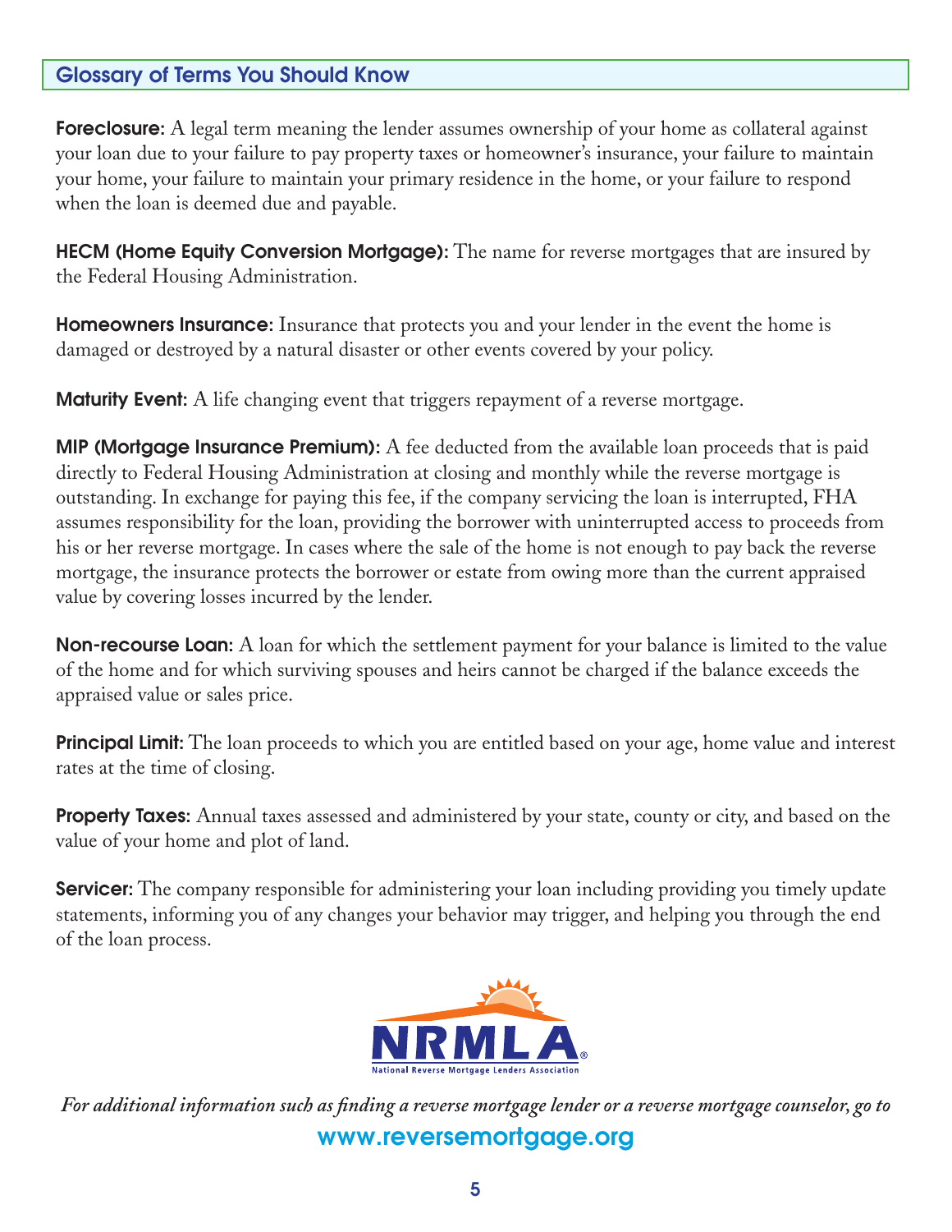## Glossary of Terms You Should Know

**Foreclosure:** A legal term meaning the lender assumes ownership of your home as collateral against your loan due to your failure to pay property taxes or homeowner's insurance, your failure to maintain your home, your failure to maintain your primary residence in the home, or your failure to respond when the loan is deemed due and payable.

**HECM (Home Equity Conversion Mortgage):** The name for reverse mortgages that are insured by the Federal Housing Administration.

**Homeowners Insurance:** Insurance that protects you and your lender in the event the home is damaged or destroyed by a natural disaster or other events covered by your policy.

**Maturity Event:** A life changing event that triggers repayment of a reverse mortgage.

**MIP (Mortgage Insurance Premium):** A fee deducted from the available loan proceeds that is paid directly to Federal Housing Administration at closing and monthly while the reverse mortgage is outstanding. In exchange for paying this fee, if the company servicing the loan is interrupted, FHA assumes responsibility for the loan, providing the borrower with uninterrupted access to proceeds from his or her reverse mortgage. In cases where the sale of the home is not enough to pay back the reverse mortgage, the insurance protects the borrower or estate from owing more than the current appraised value by covering losses incurred by the lender.

**Non-recourse Loan:** A loan for which the settlement payment for your balance is limited to the value of the home and for which surviving spouses and heirs cannot be charged if the balance exceeds the appraised value or sales price.

**Principal Limit:** The loan proceeds to which you are entitled based on your age, home value and interest rates at the time of closing.

**Property Taxes:** Annual taxes assessed and administered by your state, county or city, and based on the value of your home and plot of land.

**Servicer:** The company responsible for administering your loan including providing you timely update statements, informing you of any changes your behavior may trigger, and helping you through the end of the loan process.

NRMLA®
National Reverse Mortgage Lenders Association

*For additional information such as finding a reverse mortgage lender or a reverse mortgage counselor, go to*

**www.reversemortgage.org**